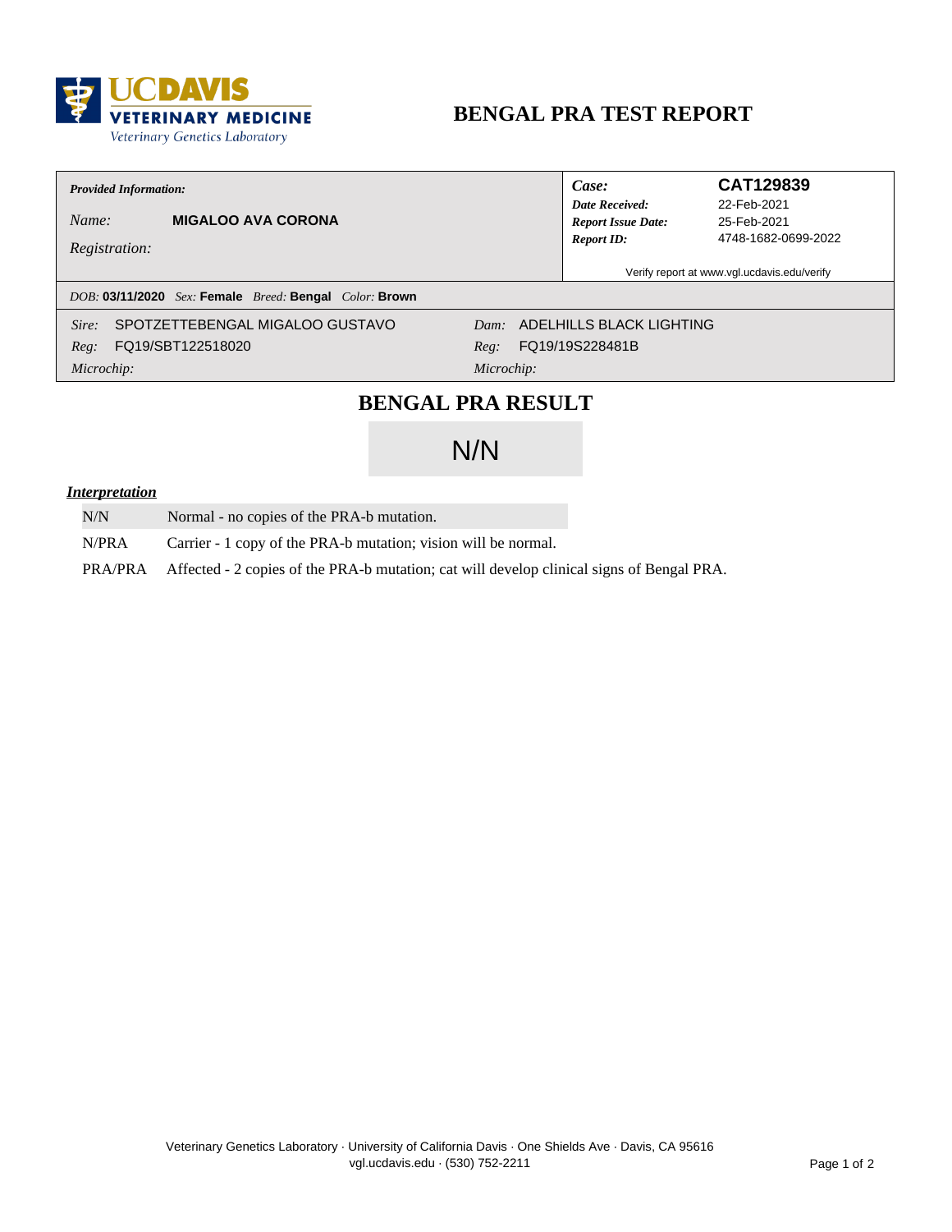UC DAVIS VETERINARY MEDICINE
Veterinary Genetics Laboratory

# BENGAL PRA TEST REPORT

***Provided Information:***

*Name:* **MIGALOO AVA CORONA**

*Registration:*

| | |
|---|---|
| ***Case:*** | **CAT129839** |
| ***Date Received:*** | 22-Feb-2021 |
| ***Report Issue Date:*** | 25-Feb-2021 |
| ***Report ID:*** | 4748-1682-0699-2022 |

Verify report at www.vgl.ucdavis.edu/verify

*DOB:* **03/11/2020** *Sex:* **Female** *Breed:* **Bengal** *Color:* **Brown**

| | | | |
|---|---|---|---|
| *Sire:* | SPOTZETTEBENGAL MIGALOO GUSTAVO | *Dam:* | ADELHILLS BLACK LIGHTING |
| *Reg:* | FQ19/SBT122518020 | *Reg:* | FQ19/19S228481B |
| *Microchip:* | | *Microchip:* | |

## BENGAL PRA RESULT

**N/N**

***Interpretation***

| | |
|---|---|
| N/N | Normal - no copies of the PRA-b mutation. |
| N/PRA | Carrier - 1 copy of the PRA-b mutation; vision will be normal. |
| PRA/PRA | Affected - 2 copies of the PRA-b mutation; cat will develop clinical signs of Bengal PRA. |

Veterinary Genetics Laboratory · University of California Davis · One Shields Ave · Davis, CA 95616
vgl.ucdavis.edu · (530) 752-2211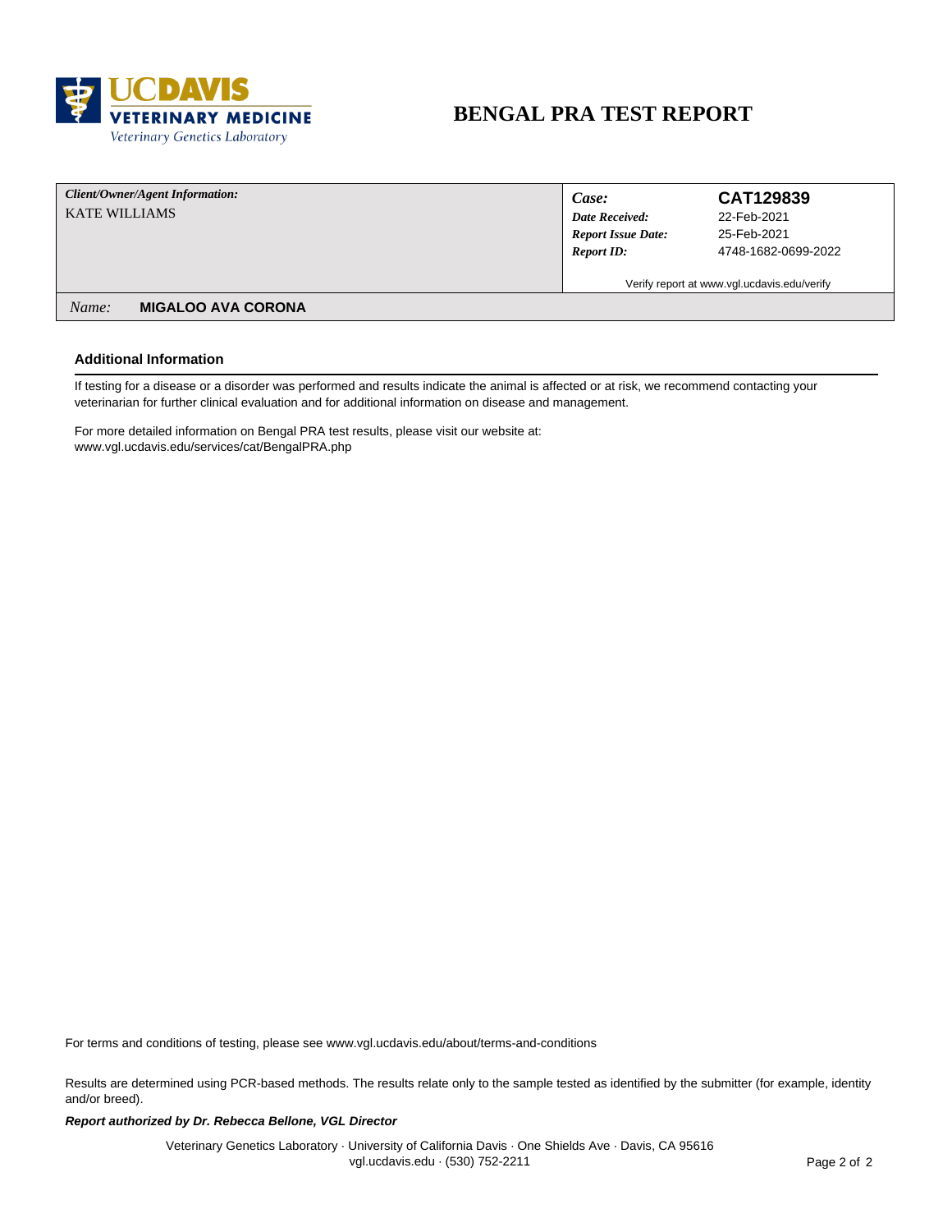# BENGAL PRA TEST REPORT

| | | |
|---|---|---|
| ***Client/Owner/Agent Information:*** | ***Case:*** | **CAT129839** |
| KATE WILLIAMS | ***Date Received:*** | 22-Feb-2021 |
| | ***Report Issue Date:*** | 25-Feb-2021 |
| | ***Report ID:*** | 4748-1682-0699-2022 |
| | Verify report at www.vgl.ucdavis.edu/verify | |

*Name:* **MIGALOO AVA CORONA**

### Additional Information

If testing for a disease or a disorder was performed and results indicate the animal is affected or at risk, we recommend contacting your veterinarian for further clinical evaluation and for additional information on disease and management.

For more detailed information on Bengal PRA test results, please visit our website at:
www.vgl.ucdavis.edu/services/cat/BengalPRA.php

For terms and conditions of testing, please see www.vgl.ucdavis.edu/about/terms-and-conditions

Results are determined using PCR-based methods. The results relate only to the sample tested as identified by the submitter (for example, identity and/or breed).

***Report authorized by Dr. Rebecca Bellone, VGL Director***

Veterinary Genetics Laboratory · University of California Davis · One Shields Ave · Davis, CA 95616
vgl.ucdavis.edu · (530) 752-2211